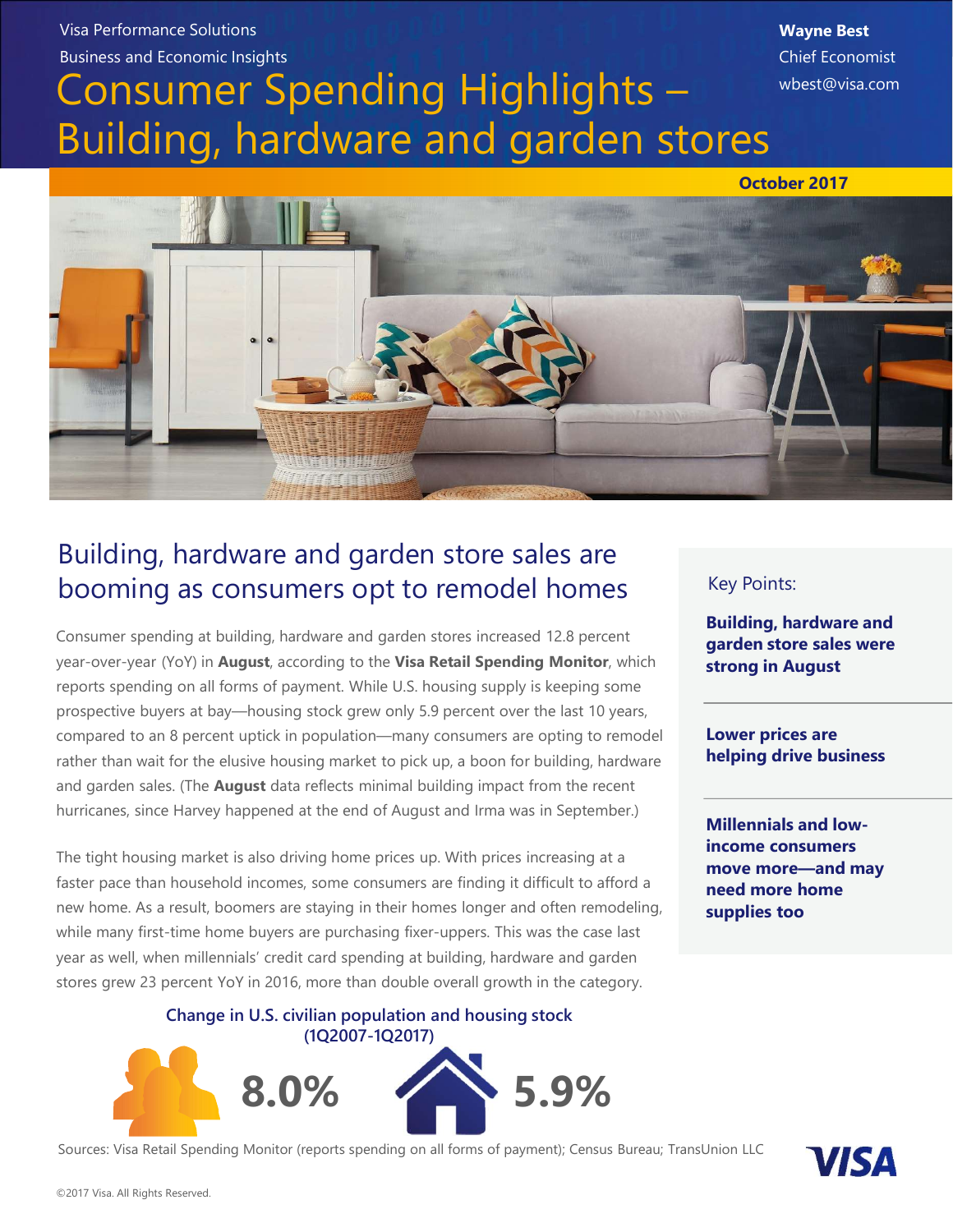Visa Performance Solutions

Business and Economic Insights

**Wayne Best**
Chief Economist
wbest@visa.com

# Consumer Spending Highlights – Building, hardware and garden stores

**October 2017**

## Building, hardware and garden store sales are booming as consumers opt to remodel homes

Consumer spending at building, hardware and garden stores increased 12.8 percent year-over-year (YoY) in **August**, according to the **Visa Retail Spending Monitor**, which reports spending on all forms of payment. While U.S. housing supply is keeping some prospective buyers at bay—housing stock grew only 5.9 percent over the last 10 years, compared to an 8 percent uptick in population—many consumers are opting to remodel rather than wait for the elusive housing market to pick up, a boon for building, hardware and garden sales. (The **August** data reflects minimal building impact from the recent hurricanes, since Harvey happened at the end of August and Irma was in September.)

The tight housing market is also driving home prices up. With prices increasing at a faster pace than household incomes, some consumers are finding it difficult to afford a new home. As a result, boomers are staying in their homes longer and often remodeling, while many first-time home buyers are purchasing fixer-uppers. This was the case last year as well, when millennials' credit card spending at building, hardware and garden stores grew 23 percent YoY in 2016, more than double overall growth in the category.

**Change in U.S. civilian population and housing stock (1Q2007-1Q2017)**

| Population | Housing stock |
| --- | --- |
| 8.0% | 5.9% |

### Key Points:

**Building, hardware and garden store sales were strong in August**

**Lower prices are helping drive business**

**Millennials and low-income consumers move more—and may need more home supplies too**

Sources: Visa Retail Spending Monitor (reports spending on all forms of payment); Census Bureau; TransUnion LLC

©2017 Visa. All Rights Reserved.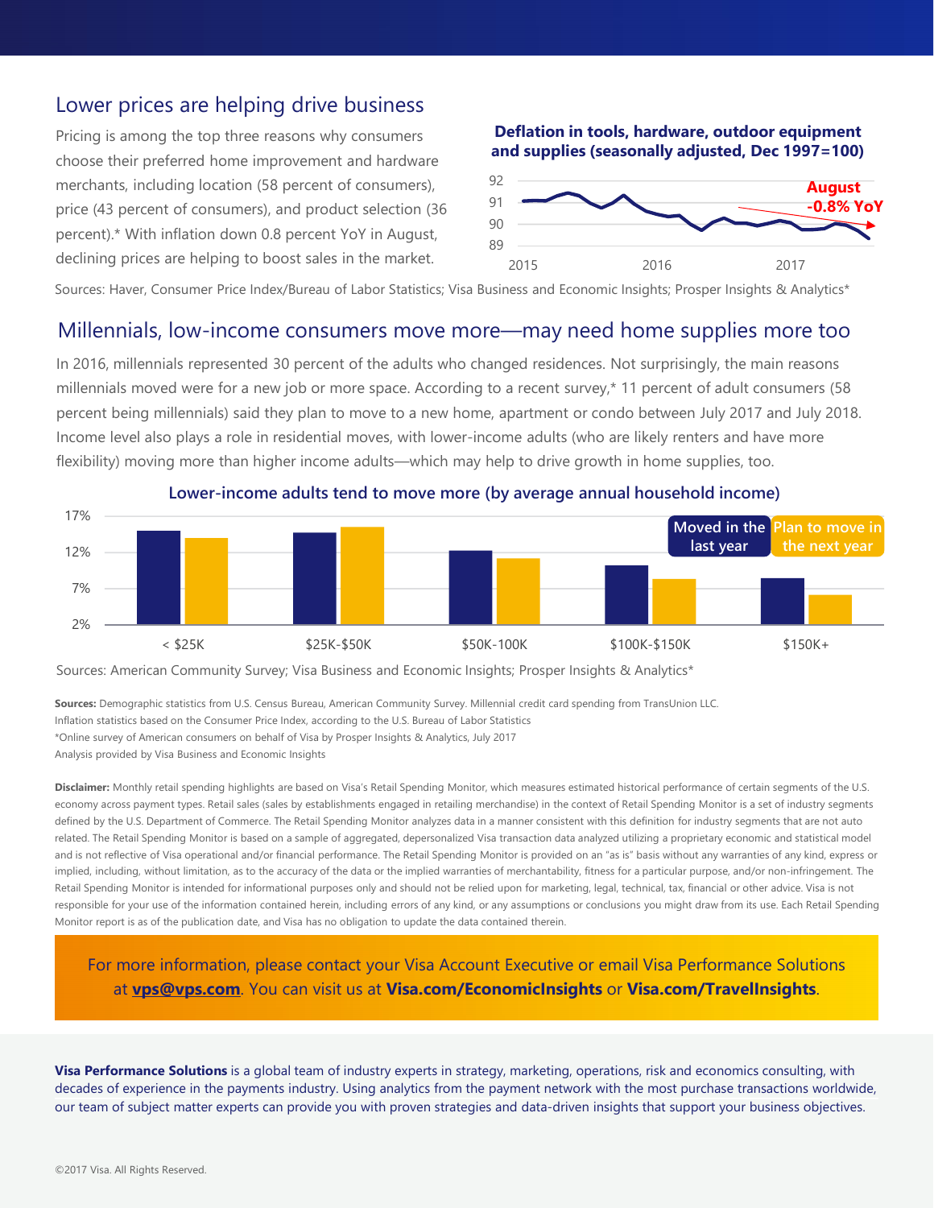## Lower prices are helping drive business

Pricing is among the top three reasons why consumers choose their preferred home improvement and hardware merchants, including location (58 percent of consumers), price (43 percent of consumers), and product selection (36 percent).* With inflation down 0.8 percent YoY in August, declining prices are helping to boost sales in the market.

**Deflation in tools, hardware, outdoor equipment and supplies (seasonally adjusted, Dec 1997=100)**

92
91
90
89
2015
2016
2017
August
-0.8% YoY

Sources: Haver, Consumer Price Index/Bureau of Labor Statistics; Visa Business and Economic Insights; Prosper Insights & Analytics*

## Millennials, low-income consumers move more—may need home supplies more too

In 2016, millennials represented 30 percent of the adults who changed residences. Not surprisingly, the main reasons millennials moved were for a new job or more space. According to a recent survey,* 11 percent of adult consumers (58 percent being millennials) said they plan to move to a new home, apartment or condo between July 2017 and July 2018. Income level also plays a role in residential moves, with lower-income adults (who are likely renters and have more flexibility) moving more than higher income adults—which may help to drive growth in home supplies, too.

**Lower-income adults tend to move more (by average annual household income)**

17%
12%
7%
2%
< $25K
$25K-$50K
$50K-100K
$100K-$150K
$150K+
Moved in the last year
Plan to move in the next year

Sources: American Community Survey; Visa Business and Economic Insights; Prosper Insights & Analytics*

**Sources:** Demographic statistics from U.S. Census Bureau, American Community Survey. Millennial credit card spending from TransUnion LLC.
Inflation statistics based on the Consumer Price Index, according to the U.S. Bureau of Labor Statistics
*Online survey of American consumers on behalf of Visa by Prosper Insights & Analytics, July 2017
Analysis provided by Visa Business and Economic Insights

**Disclaimer:** Monthly retail spending highlights are based on Visa's Retail Spending Monitor, which measures estimated historical performance of certain segments of the U.S. economy across payment types. Retail sales (sales by establishments engaged in retailing merchandise) in the context of Retail Spending Monitor is a set of industry segments defined by the U.S. Department of Commerce. The Retail Spending Monitor analyzes data in a manner consistent with this definition for industry segments that are not auto related. The Retail Spending Monitor is based on a sample of aggregated, depersonalized Visa transaction data analyzed utilizing a proprietary economic and statistical model and is not reflective of Visa operational and/or financial performance. The Retail Spending Monitor is provided on an "as is" basis without any warranties of any kind, express or implied, including, without limitation, as to the accuracy of the data or the implied warranties of merchantability, fitness for a particular purpose, and/or non-infringement. The Retail Spending Monitor is intended for informational purposes only and should not be relied upon for marketing, legal, technical, tax, financial or other advice. Visa is not responsible for your use of the information contained herein, including errors of any kind, or any assumptions or conclusions you might draw from its use. Each Retail Spending Monitor report is as of the publication date, and Visa has no obligation to update the data contained therein.

For more information, please contact your Visa Account Executive or email Visa Performance Solutions at **vps@vps.com**. You can visit us at **Visa.com/EconomicInsights** or **Visa.com/TravelInsights**.

**Visa Performance Solutions** is a global team of industry experts in strategy, marketing, operations, risk and economics consulting, with decades of experience in the payments industry. Using analytics from the payment network with the most purchase transactions worldwide, our team of subject matter experts can provide you with proven strategies and data-driven insights that support your business objectives.

©2017 Visa. All Rights Reserved.